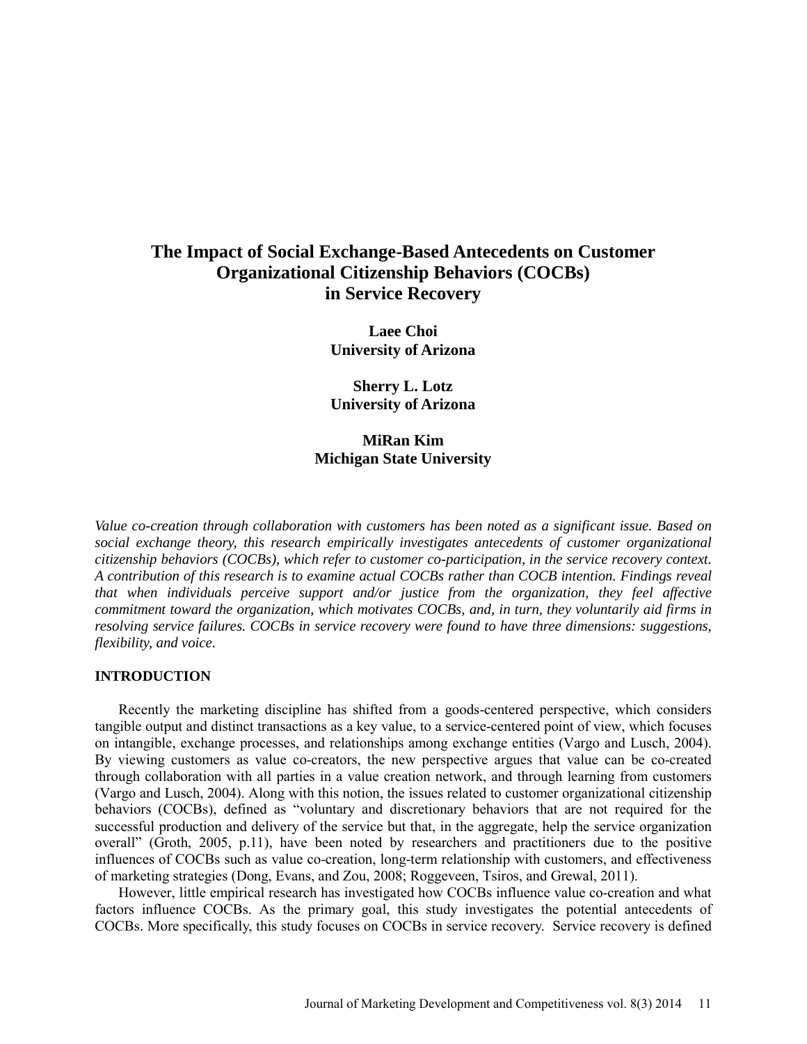# The Impact of Social Exchange-Based Antecedents on Customer Organizational Citizenship Behaviors (COCBs) in Service Recovery

**Laee Choi**
**University of Arizona**

**Sherry L. Lotz**
**University of Arizona**

**MiRan Kim**
**Michigan State University**

*Value co-creation through collaboration with customers has been noted as a significant issue. Based on social exchange theory, this research empirically investigates antecedents of customer organizational citizenship behaviors (COCBs), which refer to customer co-participation, in the service recovery context. A contribution of this research is to examine actual COCBs rather than COCB intention. Findings reveal that when individuals perceive support and/or justice from the organization, they feel affective commitment toward the organization, which motivates COCBs, and, in turn, they voluntarily aid firms in resolving service failures. COCBs in service recovery were found to have three dimensions: suggestions, flexibility, and voice.*

## INTRODUCTION

Recently the marketing discipline has shifted from a goods-centered perspective, which considers tangible output and distinct transactions as a key value, to a service-centered point of view, which focuses on intangible, exchange processes, and relationships among exchange entities (Vargo and Lusch, 2004). By viewing customers as value co-creators, the new perspective argues that value can be co-created through collaboration with all parties in a value creation network, and through learning from customers (Vargo and Lusch, 2004). Along with this notion, the issues related to customer organizational citizenship behaviors (COCBs), defined as "voluntary and discretionary behaviors that are not required for the successful production and delivery of the service but that, in the aggregate, help the service organization overall" (Groth, 2005, p.11), have been noted by researchers and practitioners due to the positive influences of COCBs such as value co-creation, long-term relationship with customers, and effectiveness of marketing strategies (Dong, Evans, and Zou, 2008; Roggeveen, Tsiros, and Grewal, 2011).

However, little empirical research has investigated how COCBs influence value co-creation and what factors influence COCBs. As the primary goal, this study investigates the potential antecedents of COCBs. More specifically, this study focuses on COCBs in service recovery. Service recovery is defined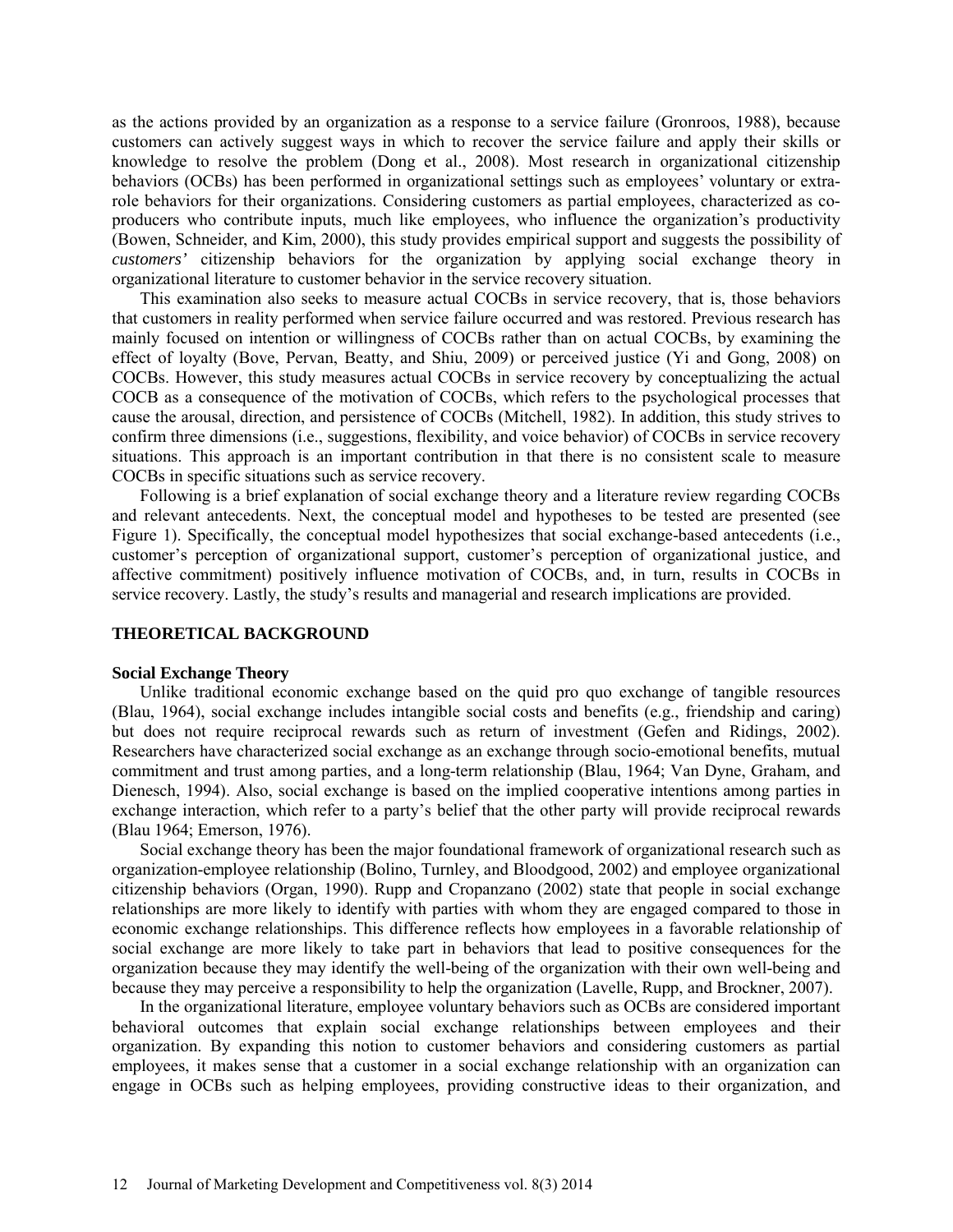as the actions provided by an organization as a response to a service failure (Gronroos, 1988), because customers can actively suggest ways in which to recover the service failure and apply their skills or knowledge to resolve the problem (Dong et al., 2008). Most research in organizational citizenship behaviors (OCBs) has been performed in organizational settings such as employees' voluntary or extra-role behaviors for their organizations. Considering customers as partial employees, characterized as co-producers who contribute inputs, much like employees, who influence the organization's productivity (Bowen, Schneider, and Kim, 2000), this study provides empirical support and suggests the possibility of *customers'* citizenship behaviors for the organization by applying social exchange theory in organizational literature to customer behavior in the service recovery situation.

This examination also seeks to measure actual COCBs in service recovery, that is, those behaviors that customers in reality performed when service failure occurred and was restored. Previous research has mainly focused on intention or willingness of COCBs rather than on actual COCBs, by examining the effect of loyalty (Bove, Pervan, Beatty, and Shiu, 2009) or perceived justice (Yi and Gong, 2008) on COCBs. However, this study measures actual COCBs in service recovery by conceptualizing the actual COCB as a consequence of the motivation of COCBs, which refers to the psychological processes that cause the arousal, direction, and persistence of COCBs (Mitchell, 1982). In addition, this study strives to confirm three dimensions (i.e., suggestions, flexibility, and voice behavior) of COCBs in service recovery situations. This approach is an important contribution in that there is no consistent scale to measure COCBs in specific situations such as service recovery.

Following is a brief explanation of social exchange theory and a literature review regarding COCBs and relevant antecedents. Next, the conceptual model and hypotheses to be tested are presented (see Figure 1). Specifically, the conceptual model hypothesizes that social exchange-based antecedents (i.e., customer's perception of organizational support, customer's perception of organizational justice, and affective commitment) positively influence motivation of COCBs, and, in turn, results in COCBs in service recovery. Lastly, the study's results and managerial and research implications are provided.

## THEORETICAL BACKGROUND

### Social Exchange Theory

Unlike traditional economic exchange based on the quid pro quo exchange of tangible resources (Blau, 1964), social exchange includes intangible social costs and benefits (e.g., friendship and caring) but does not require reciprocal rewards such as return of investment (Gefen and Ridings, 2002). Researchers have characterized social exchange as an exchange through socio-emotional benefits, mutual commitment and trust among parties, and a long-term relationship (Blau, 1964; Van Dyne, Graham, and Dienesch, 1994). Also, social exchange is based on the implied cooperative intentions among parties in exchange interaction, which refer to a party's belief that the other party will provide reciprocal rewards (Blau 1964; Emerson, 1976).

Social exchange theory has been the major foundational framework of organizational research such as organization-employee relationship (Bolino, Turnley, and Bloodgood, 2002) and employee organizational citizenship behaviors (Organ, 1990). Rupp and Cropanzano (2002) state that people in social exchange relationships are more likely to identify with parties with whom they are engaged compared to those in economic exchange relationships. This difference reflects how employees in a favorable relationship of social exchange are more likely to take part in behaviors that lead to positive consequences for the organization because they may identify the well-being of the organization with their own well-being and because they may perceive a responsibility to help the organization (Lavelle, Rupp, and Brockner, 2007).

In the organizational literature, employee voluntary behaviors such as OCBs are considered important behavioral outcomes that explain social exchange relationships between employees and their organization. By expanding this notion to customer behaviors and considering customers as partial employees, it makes sense that a customer in a social exchange relationship with an organization can engage in OCBs such as helping employees, providing constructive ideas to their organization, and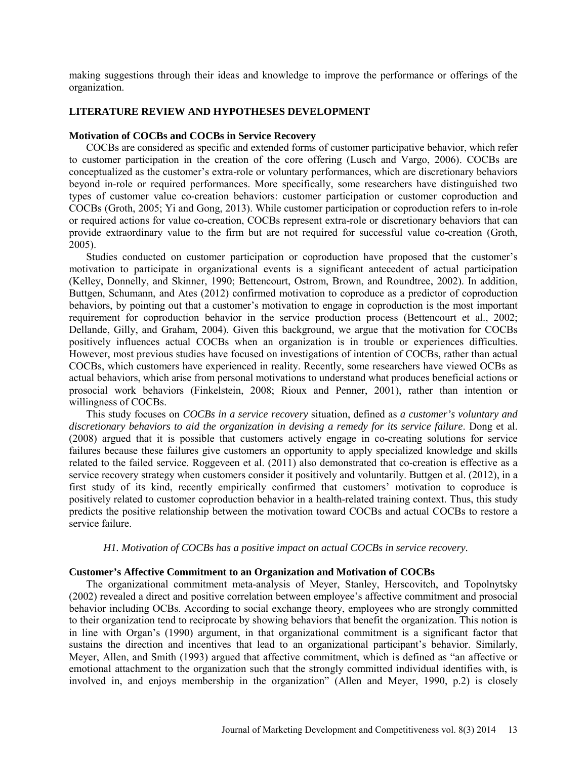making suggestions through their ideas and knowledge to improve the performance or offerings of the organization.

## LITERATURE REVIEW AND HYPOTHESES DEVELOPMENT

### Motivation of COCBs and COCBs in Service Recovery

COCBs are considered as specific and extended forms of customer participative behavior, which refer to customer participation in the creation of the core offering (Lusch and Vargo, 2006). COCBs are conceptualized as the customer's extra-role or voluntary performances, which are discretionary behaviors beyond in-role or required performances. More specifically, some researchers have distinguished two types of customer value co-creation behaviors: customer participation or customer coproduction and COCBs (Groth, 2005; Yi and Gong, 2013). While customer participation or coproduction refers to in-role or required actions for value co-creation, COCBs represent extra-role or discretionary behaviors that can provide extraordinary value to the firm but are not required for successful value co-creation (Groth, 2005).

Studies conducted on customer participation or coproduction have proposed that the customer's motivation to participate in organizational events is a significant antecedent of actual participation (Kelley, Donnelly, and Skinner, 1990; Bettencourt, Ostrom, Brown, and Roundtree, 2002). In addition, Buttgen, Schumann, and Ates (2012) confirmed motivation to coproduce as a predictor of coproduction behaviors, by pointing out that a customer's motivation to engage in coproduction is the most important requirement for coproduction behavior in the service production process (Bettencourt et al., 2002; Dellande, Gilly, and Graham, 2004). Given this background, we argue that the motivation for COCBs positively influences actual COCBs when an organization is in trouble or experiences difficulties. However, most previous studies have focused on investigations of intention of COCBs, rather than actual COCBs, which customers have experienced in reality. Recently, some researchers have viewed OCBs as actual behaviors, which arise from personal motivations to understand what produces beneficial actions or prosocial work behaviors (Finkelstein, 2008; Rioux and Penner, 2001), rather than intention or willingness of COCBs.

This study focuses on *COCBs in a service recovery* situation, defined as *a customer's voluntary and discretionary behaviors to aid the organization in devising a remedy for its service failure*. Dong et al. (2008) argued that it is possible that customers actively engage in co-creating solutions for service failures because these failures give customers an opportunity to apply specialized knowledge and skills related to the failed service. Roggeveen et al. (2011) also demonstrated that co-creation is effective as a service recovery strategy when customers consider it positively and voluntarily. Buttgen et al. (2012), in a first study of its kind, recently empirically confirmed that customers' motivation to coproduce is positively related to customer coproduction behavior in a health-related training context. Thus, this study predicts the positive relationship between the motivation toward COCBs and actual COCBs to restore a service failure.

*H1. Motivation of COCBs has a positive impact on actual COCBs in service recovery.*

### Customer's Affective Commitment to an Organization and Motivation of COCBs

The organizational commitment meta-analysis of Meyer, Stanley, Herscovitch, and Topolnytsky (2002) revealed a direct and positive correlation between employee's affective commitment and prosocial behavior including OCBs. According to social exchange theory, employees who are strongly committed to their organization tend to reciprocate by showing behaviors that benefit the organization. This notion is in line with Organ's (1990) argument, in that organizational commitment is a significant factor that sustains the direction and incentives that lead to an organizational participant's behavior. Similarly, Meyer, Allen, and Smith (1993) argued that affective commitment, which is defined as "an affective or emotional attachment to the organization such that the strongly committed individual identifies with, is involved in, and enjoys membership in the organization" (Allen and Meyer, 1990, p.2) is closely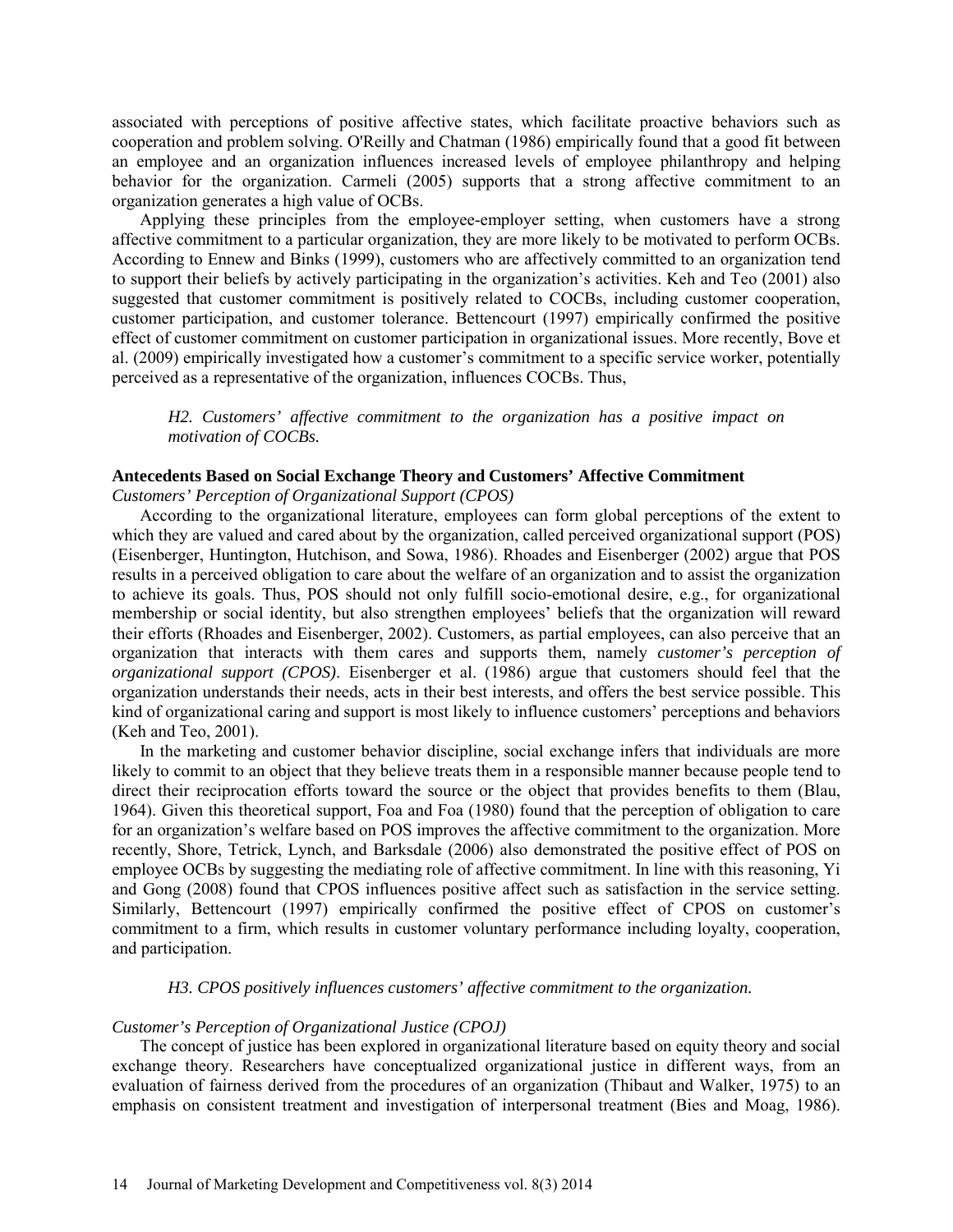associated with perceptions of positive affective states, which facilitate proactive behaviors such as cooperation and problem solving. O'Reilly and Chatman (1986) empirically found that a good fit between an employee and an organization influences increased levels of employee philanthropy and helping behavior for the organization. Carmeli (2005) supports that a strong affective commitment to an organization generates a high value of OCBs.

Applying these principles from the employee-employer setting, when customers have a strong affective commitment to a particular organization, they are more likely to be motivated to perform OCBs. According to Ennew and Binks (1999), customers who are affectively committed to an organization tend to support their beliefs by actively participating in the organization's activities. Keh and Teo (2001) also suggested that customer commitment is positively related to COCBs, including customer cooperation, customer participation, and customer tolerance. Bettencourt (1997) empirically confirmed the positive effect of customer commitment on customer participation in organizational issues. More recently, Bove et al. (2009) empirically investigated how a customer's commitment to a specific service worker, potentially perceived as a representative of the organization, influences COCBs. Thus,

> *H2. Customers' affective commitment to the organization has a positive impact on motivation of COCBs.*

### Antecedents Based on Social Exchange Theory and Customers' Affective Commitment

*Customers' Perception of Organizational Support (CPOS)*

According to the organizational literature, employees can form global perceptions of the extent to which they are valued and cared about by the organization, called perceived organizational support (POS) (Eisenberger, Huntington, Hutchison, and Sowa, 1986). Rhoades and Eisenberger (2002) argue that POS results in a perceived obligation to care about the welfare of an organization and to assist the organization to achieve its goals. Thus, POS should not only fulfill socio-emotional desire, e.g., for organizational membership or social identity, but also strengthen employees' beliefs that the organization will reward their efforts (Rhoades and Eisenberger, 2002). Customers, as partial employees, can also perceive that an organization that interacts with them cares and supports them, namely *customer's perception of organizational support (CPOS)*. Eisenberger et al. (1986) argue that customers should feel that the organization understands their needs, acts in their best interests, and offers the best service possible. This kind of organizational caring and support is most likely to influence customers' perceptions and behaviors (Keh and Teo, 2001).

In the marketing and customer behavior discipline, social exchange infers that individuals are more likely to commit to an object that they believe treats them in a responsible manner because people tend to direct their reciprocation efforts toward the source or the object that provides benefits to them (Blau, 1964). Given this theoretical support, Foa and Foa (1980) found that the perception of obligation to care for an organization's welfare based on POS improves the affective commitment to the organization. More recently, Shore, Tetrick, Lynch, and Barksdale (2006) also demonstrated the positive effect of POS on employee OCBs by suggesting the mediating role of affective commitment. In line with this reasoning, Yi and Gong (2008) found that CPOS influences positive affect such as satisfaction in the service setting. Similarly, Bettencourt (1997) empirically confirmed the positive effect of CPOS on customer's commitment to a firm, which results in customer voluntary performance including loyalty, cooperation, and participation.

> *H3. CPOS positively influences customers' affective commitment to the organization.*

*Customer's Perception of Organizational Justice (CPOJ)*

The concept of justice has been explored in organizational literature based on equity theory and social exchange theory. Researchers have conceptualized organizational justice in different ways, from an evaluation of fairness derived from the procedures of an organization (Thibaut and Walker, 1975) to an emphasis on consistent treatment and investigation of interpersonal treatment (Bies and Moag, 1986).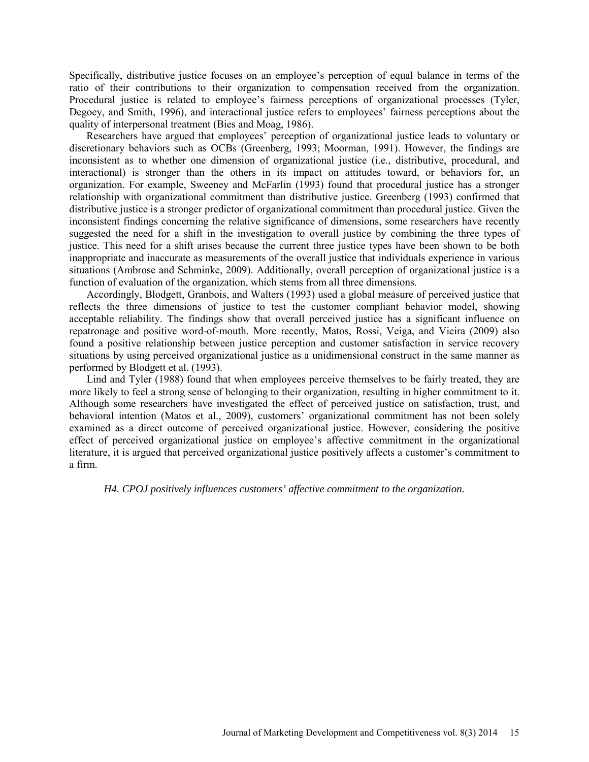Specifically, distributive justice focuses on an employee's perception of equal balance in terms of the ratio of their contributions to their organization to compensation received from the organization. Procedural justice is related to employee's fairness perceptions of organizational processes (Tyler, Degoey, and Smith, 1996), and interactional justice refers to employees' fairness perceptions about the quality of interpersonal treatment (Bies and Moag, 1986).

Researchers have argued that employees' perception of organizational justice leads to voluntary or discretionary behaviors such as OCBs (Greenberg, 1993; Moorman, 1991). However, the findings are inconsistent as to whether one dimension of organizational justice (i.e., distributive, procedural, and interactional) is stronger than the others in its impact on attitudes toward, or behaviors for, an organization. For example, Sweeney and McFarlin (1993) found that procedural justice has a stronger relationship with organizational commitment than distributive justice. Greenberg (1993) confirmed that distributive justice is a stronger predictor of organizational commitment than procedural justice. Given the inconsistent findings concerning the relative significance of dimensions, some researchers have recently suggested the need for a shift in the investigation to overall justice by combining the three types of justice. This need for a shift arises because the current three justice types have been shown to be both inappropriate and inaccurate as measurements of the overall justice that individuals experience in various situations (Ambrose and Schminke, 2009). Additionally, overall perception of organizational justice is a function of evaluation of the organization, which stems from all three dimensions.

Accordingly, Blodgett, Granbois, and Walters (1993) used a global measure of perceived justice that reflects the three dimensions of justice to test the customer compliant behavior model, showing acceptable reliability. The findings show that overall perceived justice has a significant influence on repatronage and positive word-of-mouth. More recently, Matos, Rossi, Veiga, and Vieira (2009) also found a positive relationship between justice perception and customer satisfaction in service recovery situations by using perceived organizational justice as a unidimensional construct in the same manner as performed by Blodgett et al. (1993).

Lind and Tyler (1988) found that when employees perceive themselves to be fairly treated, they are more likely to feel a strong sense of belonging to their organization, resulting in higher commitment to it. Although some researchers have investigated the effect of perceived justice on satisfaction, trust, and behavioral intention (Matos et al., 2009), customers' organizational commitment has not been solely examined as a direct outcome of perceived organizational justice. However, considering the positive effect of perceived organizational justice on employee's affective commitment in the organizational literature, it is argued that perceived organizational justice positively affects a customer's commitment to a firm.

*H4. CPOJ positively influences customers' affective commitment to the organization.*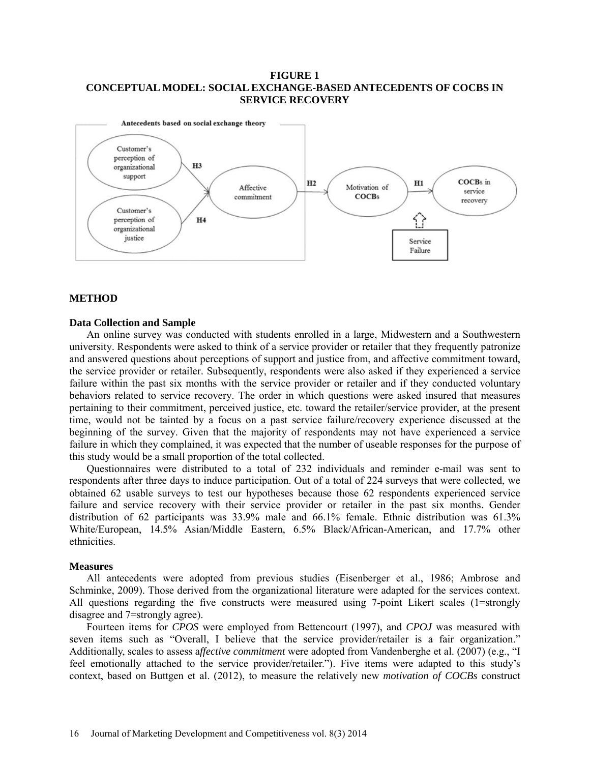**FIGURE 1**
**CONCEPTUAL MODEL: SOCIAL EXCHANGE-BASED ANTECEDENTS OF COCBS IN SERVICE RECOVERY**

## METHOD

### Data Collection and Sample

An online survey was conducted with students enrolled in a large, Midwestern and a Southwestern university. Respondents were asked to think of a service provider or retailer that they frequently patronize and answered questions about perceptions of support and justice from, and affective commitment toward, the service provider or retailer. Subsequently, respondents were also asked if they experienced a service failure within the past six months with the service provider or retailer and if they conducted voluntary behaviors related to service recovery. The order in which questions were asked insured that measures pertaining to their commitment, perceived justice, etc. toward the retailer/service provider, at the present time, would not be tainted by a focus on a past service failure/recovery experience discussed at the beginning of the survey. Given that the majority of respondents may not have experienced a service failure in which they complained, it was expected that the number of useable responses for the purpose of this study would be a small proportion of the total collected.

Questionnaires were distributed to a total of 232 individuals and reminder e-mail was sent to respondents after three days to induce participation. Out of a total of 224 surveys that were collected, we obtained 62 usable surveys to test our hypotheses because those 62 respondents experienced service failure and service recovery with their service provider or retailer in the past six months. Gender distribution of 62 participants was 33.9% male and 66.1% female. Ethnic distribution was 61.3% White/European, 14.5% Asian/Middle Eastern, 6.5% Black/African-American, and 17.7% other ethnicities.

### Measures

All antecedents were adopted from previous studies (Eisenberger et al., 1986; Ambrose and Schminke, 2009). Those derived from the organizational literature were adapted for the services context. All questions regarding the five constructs were measured using 7-point Likert scales (1=strongly disagree and 7=strongly agree).

Fourteen items for *CPOS* were employed from Bettencourt (1997), and *CPOJ* was measured with seven items such as "Overall, I believe that the service provider/retailer is a fair organization." Additionally, scales to assess a*ffective commitment* were adopted from Vandenberghe et al. (2007) (e.g., "I feel emotionally attached to the service provider/retailer."). Five items were adapted to this study's context, based on Buttgen et al. (2012), to measure the relatively new *motivation of COCBs* construct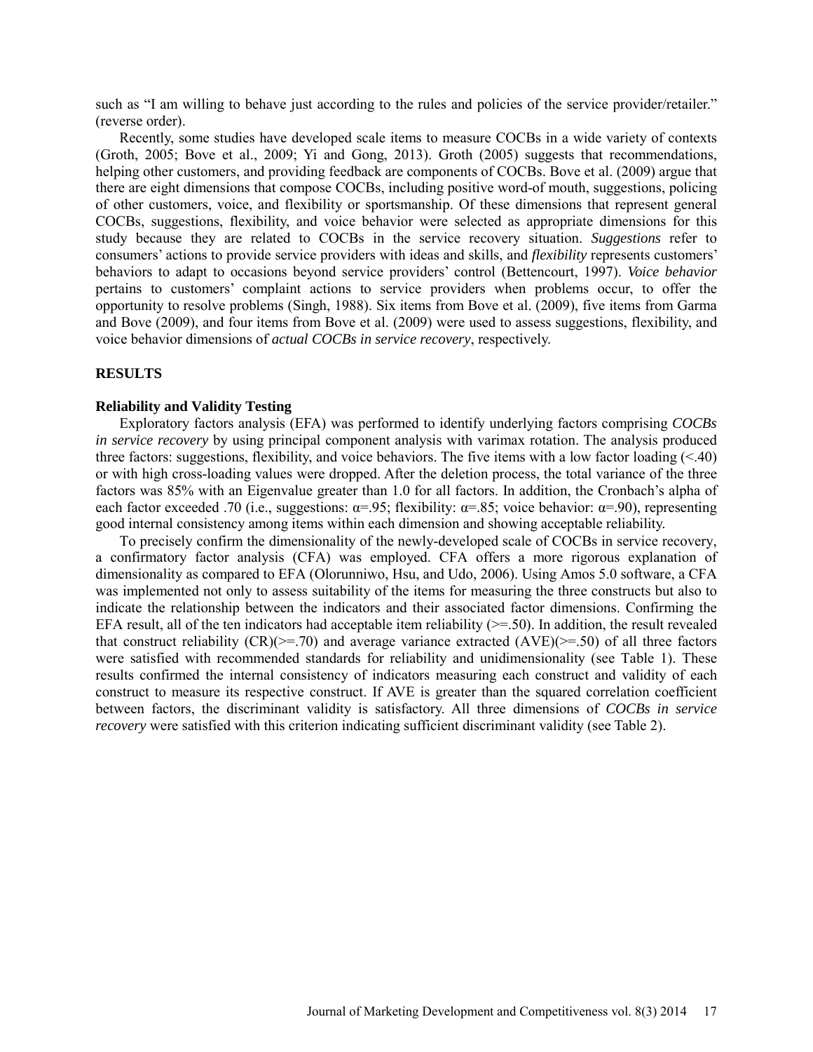such as "I am willing to behave just according to the rules and policies of the service provider/retailer." (reverse order).

Recently, some studies have developed scale items to measure COCBs in a wide variety of contexts (Groth, 2005; Bove et al., 2009; Yi and Gong, 2013). Groth (2005) suggests that recommendations, helping other customers, and providing feedback are components of COCBs. Bove et al. (2009) argue that there are eight dimensions that compose COCBs, including positive word-of mouth, suggestions, policing of other customers, voice, and flexibility or sportsmanship. Of these dimensions that represent general COCBs, suggestions, flexibility, and voice behavior were selected as appropriate dimensions for this study because they are related to COCBs in the service recovery situation. *Suggestions* refer to consumers' actions to provide service providers with ideas and skills, and *flexibility* represents customers' behaviors to adapt to occasions beyond service providers' control (Bettencourt, 1997). *Voice behavior* pertains to customers' complaint actions to service providers when problems occur, to offer the opportunity to resolve problems (Singh, 1988). Six items from Bove et al. (2009), five items from Garma and Bove (2009), and four items from Bove et al. (2009) were used to assess suggestions, flexibility, and voice behavior dimensions of *actual COCBs in service recovery*, respectively.

## RESULTS

### Reliability and Validity Testing

Exploratory factors analysis (EFA) was performed to identify underlying factors comprising *COCBs in service recovery* by using principal component analysis with varimax rotation. The analysis produced three factors: suggestions, flexibility, and voice behaviors. The five items with a low factor loading (<.40) or with high cross-loading values were dropped. After the deletion process, the total variance of the three factors was 85% with an Eigenvalue greater than 1.0 for all factors. In addition, the Cronbach's alpha of each factor exceeded .70 (i.e., suggestions: α=.95; flexibility: α=.85; voice behavior: α=.90), representing good internal consistency among items within each dimension and showing acceptable reliability.

To precisely confirm the dimensionality of the newly-developed scale of COCBs in service recovery, a confirmatory factor analysis (CFA) was employed. CFA offers a more rigorous explanation of dimensionality as compared to EFA (Olorunniwo, Hsu, and Udo, 2006). Using Amos 5.0 software, a CFA was implemented not only to assess suitability of the items for measuring the three constructs but also to indicate the relationship between the indicators and their associated factor dimensions. Confirming the EFA result, all of the ten indicators had acceptable item reliability (>=.50). In addition, the result revealed that construct reliability (CR)(>=.70) and average variance extracted (AVE)(>=.50) of all three factors were satisfied with recommended standards for reliability and unidimensionality (see Table 1). These results confirmed the internal consistency of indicators measuring each construct and validity of each construct to measure its respective construct. If AVE is greater than the squared correlation coefficient between factors, the discriminant validity is satisfactory. All three dimensions of *COCBs in service recovery* were satisfied with this criterion indicating sufficient discriminant validity (see Table 2).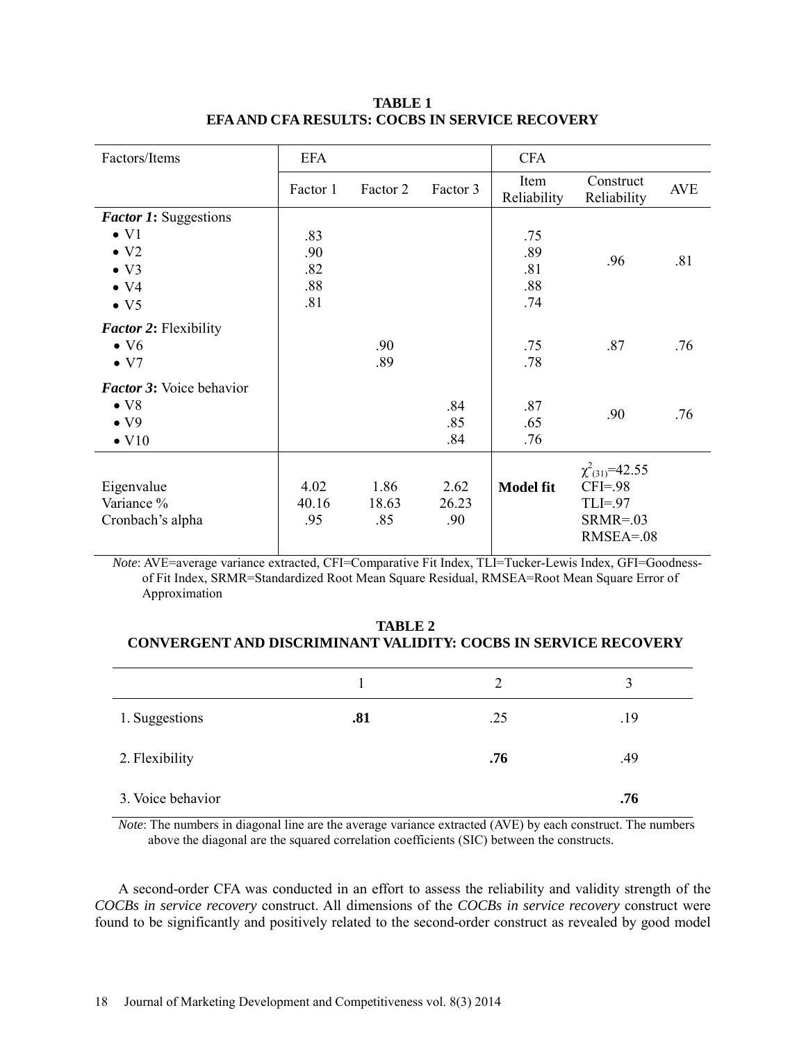**TABLE 1**
**EFA AND CFA RESULTS: COCBS IN SERVICE RECOVERY**

| Factors/Items | EFA | | | CFA | | |
|---|---|---|---|---|---|---|
| | Factor 1 | Factor 2 | Factor 3 | Item Reliability | Construct Reliability | AVE |
| ***Factor 1*: Suggestions** | | | | | | |
| • V1 | .83 | | | .75 | .96 | .81 |
| • V2 | .90 | | | .89 | | |
| • V3 | .82 | | | .81 | | |
| • V4 | .88 | | | .88 | | |
| • V5 | .81 | | | .74 | | |
| ***Factor 2*: Flexibility** | | | | | | |
| • V6 | | .90 | | .75 | .87 | .76 |
| • V7 | | .89 | | .78 | | |
| ***Factor 3*: Voice behavior** | | | | | | |
| • V8 | | | .84 | .87 | .90 | .76 |
| • V9 | | | .85 | .65 | | |
| • V10 | | | .84 | .76 | | |
| Eigenvalue | 4.02 | 1.86 | 2.62 | **Model fit** | $\chi^2_{(31)}$=42.55 | |
| Variance % | 40.16 | 18.63 | 26.23 | | CFI=.98 | |
| Cronbach's alpha | .95 | .85 | .90 | | TLI=.97 | |
| | | | | | SRMR=.03 | |
| | | | | | RMSEA=.08 | |

*Note*: AVE=average variance extracted, CFI=Comparative Fit Index, TLI=Tucker-Lewis Index, GFI=Goodness-of Fit Index, SRMR=Standardized Root Mean Square Residual, RMSEA=Root Mean Square Error of Approximation

**TABLE 2**
**CONVERGENT AND DISCRIMINANT VALIDITY: COCBS IN SERVICE RECOVERY**

| | 1 | 2 | 3 |
|---|---|---|---|
| 1. Suggestions | **.81** | .25 | .19 |
| 2. Flexibility | | **.76** | .49 |
| 3. Voice behavior | | | **.76** |

*Note*: The numbers in diagonal line are the average variance extracted (AVE) by each construct. The numbers above the diagonal are the squared correlation coefficients (SIC) between the constructs.

A second-order CFA was conducted in an effort to assess the reliability and validity strength of the *COCBs in service recovery* construct. All dimensions of the *COCBs in service recovery* construct were found to be significantly and positively related to the second-order construct as revealed by good model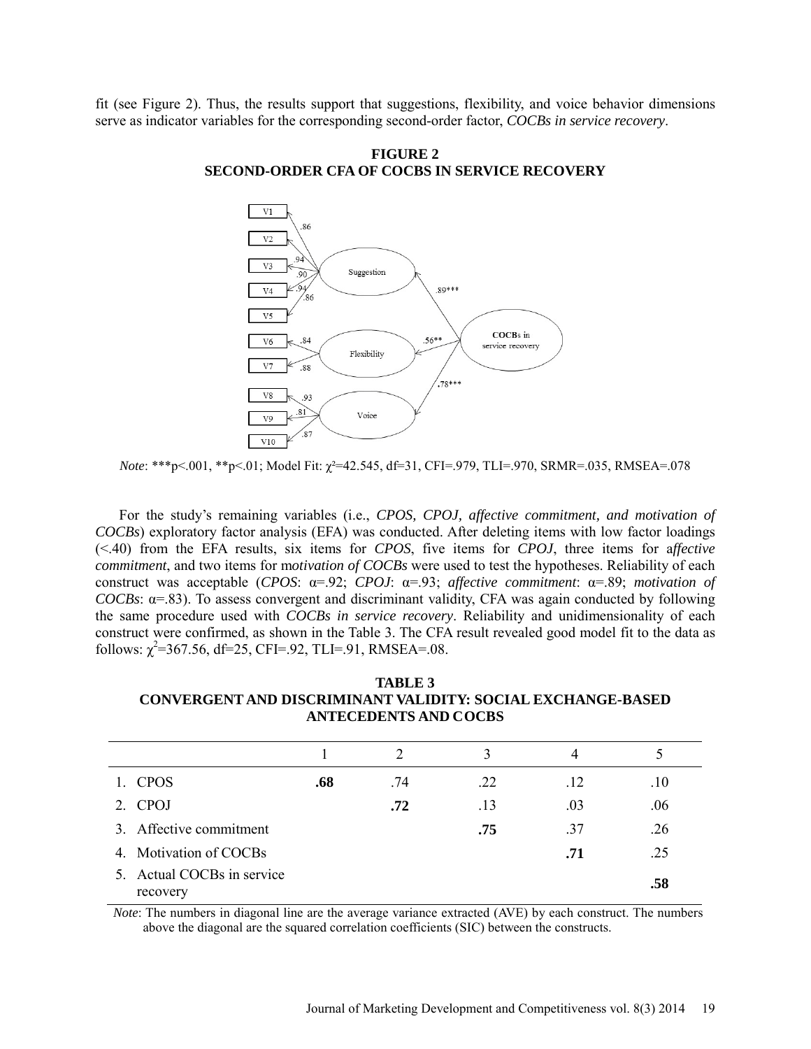fit (see Figure 2). Thus, the results support that suggestions, flexibility, and voice behavior dimensions serve as indicator variables for the corresponding second-order factor, *COCBs in service recovery*.

**FIGURE 2**
**SECOND-ORDER CFA OF COCBS IN SERVICE RECOVERY**

*Note*: ***p<.001, **p<.01; Model Fit: $\chi^2$=42.545, df=31, CFI=.979, TLI=.970, SRMR=.035, RMSEA=.078

For the study's remaining variables (i.e., *CPOS, CPOJ, affective commitment, and motivation of COCBs*) exploratory factor analysis (EFA) was conducted. After deleting items with low factor loadings (<.40) from the EFA results, six items for *CPOS*, five items for *CPOJ*, three items for a*ffective commitment*, and two items for m*otivation of COCBs* were used to test the hypotheses. Reliability of each construct was acceptable (*CPOS*: α=.92; *CPOJ*: α=.93; *affective commitment*: α=.89; *motivation of COCBs*: α=.83). To assess convergent and discriminant validity, CFA was again conducted by following the same procedure used with *COCBs in service recovery*. Reliability and unidimensionality of each construct were confirmed, as shown in the Table 3. The CFA result revealed good model fit to the data as follows: $\chi^2$=367.56, df=25, CFI=.92, TLI=.91, RMSEA=.08.

**TABLE 3**
**CONVERGENT AND DISCRIMINANT VALIDITY: SOCIAL EXCHANGE-BASED ANTECEDENTS AND COCBS**

| | 1 | 2 | 3 | 4 | 5 |
|---|---|---|---|---|---|
| 1. CPOS | **.68** | .74 | .22 | .12 | .10 |
| 2. CPOJ | | **.72** | .13 | .03 | .06 |
| 3. Affective commitment | | | **.75** | .37 | .26 |
| 4. Motivation of COCBs | | | | **.71** | .25 |
| 5. Actual COCBs in service recovery | | | | | **.58** |

*Note*: The numbers in diagonal line are the average variance extracted (AVE) by each construct. The numbers above the diagonal are the squared correlation coefficients (SIC) between the constructs.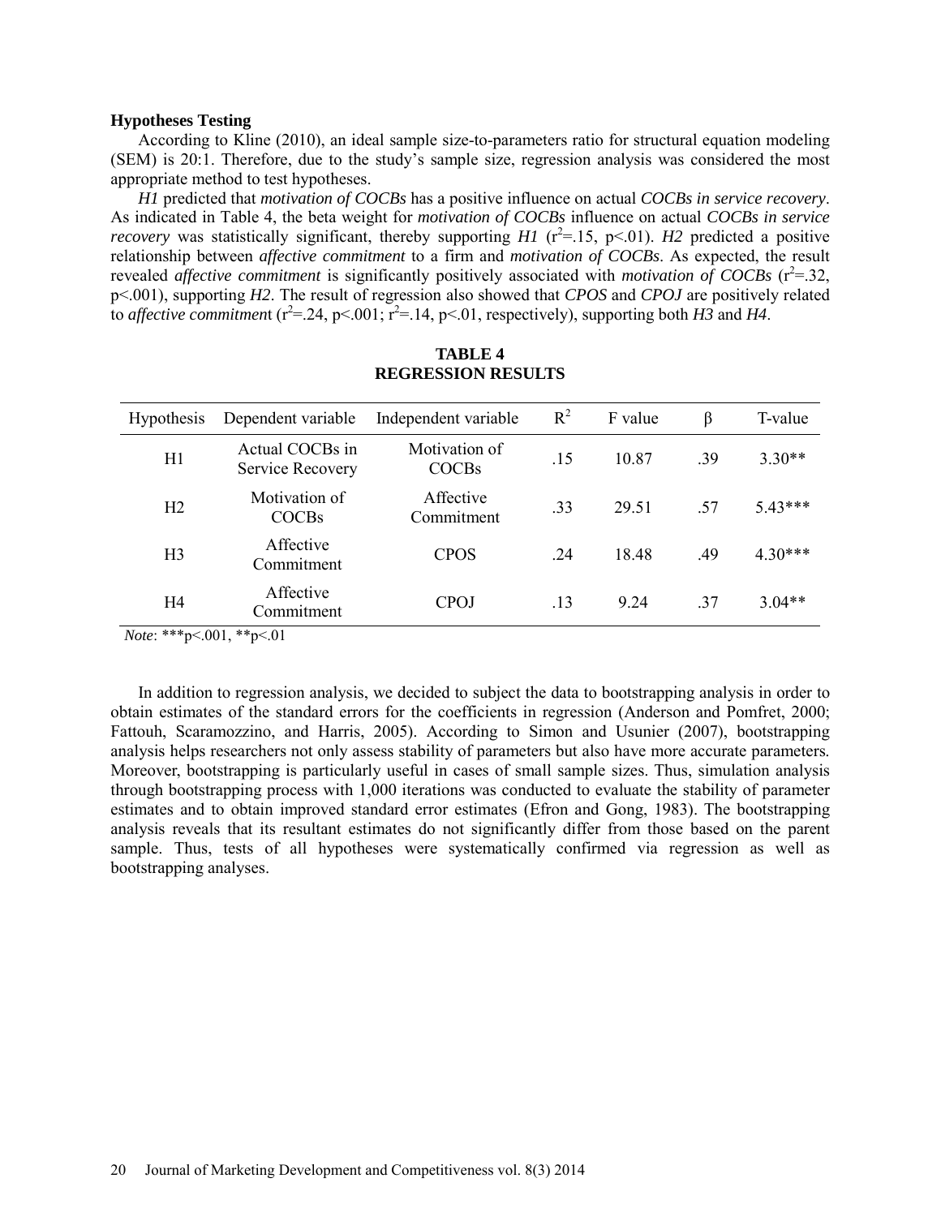**Hypotheses Testing**

According to Kline (2010), an ideal sample size-to-parameters ratio for structural equation modeling (SEM) is 20:1. Therefore, due to the study's sample size, regression analysis was considered the most appropriate method to test hypotheses.

*H1* predicted that *motivation of COCBs* has a positive influence on actual *COCBs in service recovery*. As indicated in Table 4, the beta weight for *motivation of COCBs* influence on actual *COCBs in service recovery* was statistically significant, thereby supporting *H1* ($r^2$=.15, $p<.01$). *H2* predicted a positive relationship between *affective commitment* to a firm and *motivation of COCBs*. As expected, the result revealed *affective commitment* is significantly positively associated with *motivation of COCBs* ($r^2$=.32, $p<.001$), supporting *H2*. The result of regression also showed that *CPOS* and *CPOJ* are positively related to *affective commitment* ($r^2$=.24, $p<.001$; $r^2$=.14, $p<.01$, respectively), supporting both *H3* and *H4*.

**TABLE 4**
**REGRESSION RESULTS**

| Hypothesis | Dependent variable | Independent variable | $R^2$ | F value | β | T-value |
|---|---|---|---|---|---|---|
| H1 | Actual COCBs in Service Recovery | Motivation of COCBs | .15 | 10.87 | .39 | 3.30** |
| H2 | Motivation of COCBs | Affective Commitment | .33 | 29.51 | .57 | 5.43*** |
| H3 | Affective Commitment | CPOS | .24 | 18.48 | .49 | 4.30*** |
| H4 | Affective Commitment | CPOJ | .13 | 9.24 | .37 | 3.04** |

*Note*: ***p<.001, **p<.01

In addition to regression analysis, we decided to subject the data to bootstrapping analysis in order to obtain estimates of the standard errors for the coefficients in regression (Anderson and Pomfret, 2000; Fattouh, Scaramozzino, and Harris, 2005). According to Simon and Usunier (2007), bootstrapping analysis helps researchers not only assess stability of parameters but also have more accurate parameters. Moreover, bootstrapping is particularly useful in cases of small sample sizes. Thus, simulation analysis through bootstrapping process with 1,000 iterations was conducted to evaluate the stability of parameter estimates and to obtain improved standard error estimates (Efron and Gong, 1983). The bootstrapping analysis reveals that its resultant estimates do not significantly differ from those based on the parent sample. Thus, tests of all hypotheses were systematically confirmed via regression as well as bootstrapping analyses.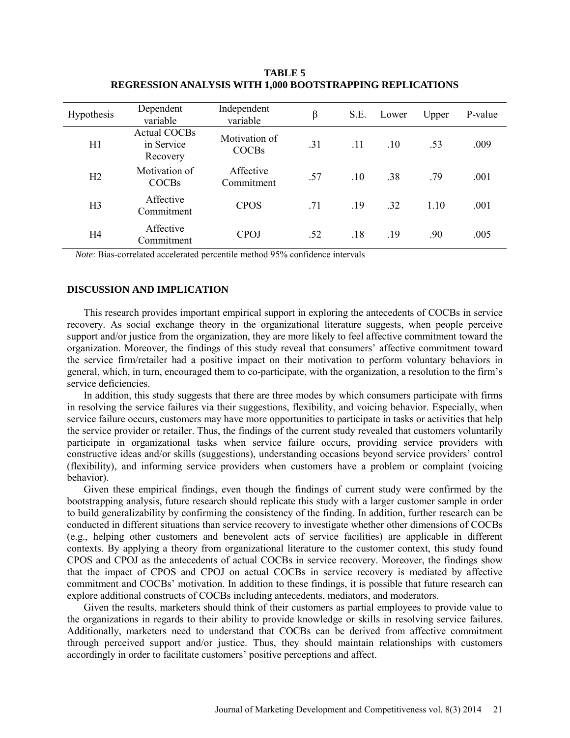**TABLE 5**
**REGRESSION ANALYSIS WITH 1,000 BOOTSTRAPPING REPLICATIONS**

| Hypothesis | Dependent variable | Independent variable | β | S.E. | Lower | Upper | P-value |
|---|---|---|---|---|---|---|---|
| H1 | Actual COCBs in Service Recovery | Motivation of COCBs | .31 | .11 | .10 | .53 | .009 |
| H2 | Motivation of COCBs | Affective Commitment | .57 | .10 | .38 | .79 | .001 |
| H3 | Affective Commitment | CPOS | .71 | .19 | .32 | 1.10 | .001 |
| H4 | Affective Commitment | CPOJ | .52 | .18 | .19 | .90 | .005 |

*Note*: Bias-correlated accelerated percentile method 95% confidence intervals

## DISCUSSION AND IMPLICATION

This research provides important empirical support in exploring the antecedents of COCBs in service recovery. As social exchange theory in the organizational literature suggests, when people perceive support and/or justice from the organization, they are more likely to feel affective commitment toward the organization. Moreover, the findings of this study reveal that consumers' affective commitment toward the service firm/retailer had a positive impact on their motivation to perform voluntary behaviors in general, which, in turn, encouraged them to co-participate, with the organization, a resolution to the firm's service deficiencies.

In addition, this study suggests that there are three modes by which consumers participate with firms in resolving the service failures via their suggestions, flexibility, and voicing behavior. Especially, when service failure occurs, customers may have more opportunities to participate in tasks or activities that help the service provider or retailer. Thus, the findings of the current study revealed that customers voluntarily participate in organizational tasks when service failure occurs, providing service providers with constructive ideas and/or skills (suggestions), understanding occasions beyond service providers' control (flexibility), and informing service providers when customers have a problem or complaint (voicing behavior).

Given these empirical findings, even though the findings of current study were confirmed by the bootstrapping analysis, future research should replicate this study with a larger customer sample in order to build generalizability by confirming the consistency of the finding. In addition, further research can be conducted in different situations than service recovery to investigate whether other dimensions of COCBs (e.g., helping other customers and benevolent acts of service facilities) are applicable in different contexts. By applying a theory from organizational literature to the customer context, this study found CPOS and CPOJ as the antecedents of actual COCBs in service recovery. Moreover, the findings show that the impact of CPOS and CPOJ on actual COCBs in service recovery is mediated by affective commitment and COCBs' motivation. In addition to these findings, it is possible that future research can explore additional constructs of COCBs including antecedents, mediators, and moderators.

Given the results, marketers should think of their customers as partial employees to provide value to the organizations in regards to their ability to provide knowledge or skills in resolving service failures. Additionally, marketers need to understand that COCBs can be derived from affective commitment through perceived support and/or justice. Thus, they should maintain relationships with customers accordingly in order to facilitate customers' positive perceptions and affect.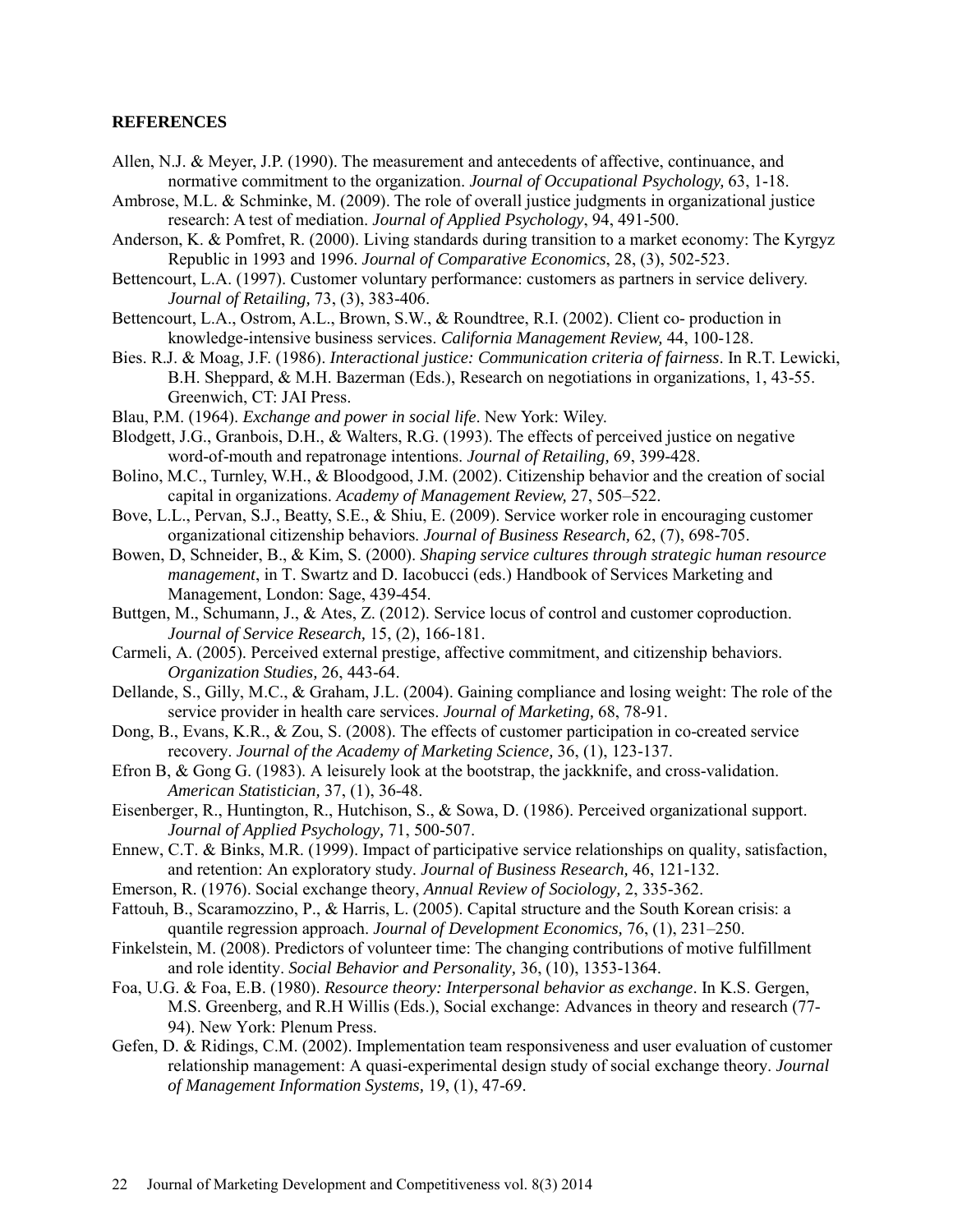## REFERENCES

Allen, N.J. & Meyer, J.P. (1990). The measurement and antecedents of affective, continuance, and normative commitment to the organization. *Journal of Occupational Psychology,* 63, 1-18.

Ambrose, M.L. & Schminke, M. (2009). The role of overall justice judgments in organizational justice research: A test of mediation. *Journal of Applied Psychology*, 94, 491-500.

Anderson, K. & Pomfret, R. (2000). Living standards during transition to a market economy: The Kyrgyz Republic in 1993 and 1996. *Journal of Comparative Economics*, 28, (3), 502-523.

Bettencourt, L.A. (1997). Customer voluntary performance: customers as partners in service delivery. *Journal of Retailing,* 73, (3), 383-406.

Bettencourt, L.A., Ostrom, A.L., Brown, S.W., & Roundtree, R.I. (2002). Client co- production in knowledge-intensive business services. *California Management Review,* 44, 100-128.

Bies. R.J. & Moag, J.F. (1986). *Interactional justice: Communication criteria of fairness*. In R.T. Lewicki, B.H. Sheppard, & M.H. Bazerman (Eds.), Research on negotiations in organizations, 1, 43-55. Greenwich, CT: JAI Press.

Blau, P.M. (1964). *Exchange and power in social life*. New York: Wiley.

Blodgett, J.G., Granbois, D.H., & Walters, R.G. (1993). The effects of perceived justice on negative word-of-mouth and repatronage intentions. *Journal of Retailing,* 69, 399-428.

Bolino, M.C., Turnley, W.H., & Bloodgood, J.M. (2002). Citizenship behavior and the creation of social capital in organizations. *Academy of Management Review,* 27, 505–522.

Bove, L.L., Pervan, S.J., Beatty, S.E., & Shiu, E. (2009). Service worker role in encouraging customer organizational citizenship behaviors. *Journal of Business Research,* 62, (7), 698-705.

Bowen, D, Schneider, B., & Kim, S. (2000). *Shaping service cultures through strategic human resource management*, in T. Swartz and D. Iacobucci (eds.) Handbook of Services Marketing and Management, London: Sage, 439-454.

Buttgen, M., Schumann, J., & Ates, Z. (2012). Service locus of control and customer coproduction. *Journal of Service Research,* 15, (2), 166-181.

Carmeli, A. (2005). Perceived external prestige, affective commitment, and citizenship behaviors. *Organization Studies,* 26, 443-64.

Dellande, S., Gilly, M.C., & Graham, J.L. (2004). Gaining compliance and losing weight: The role of the service provider in health care services. *Journal of Marketing,* 68, 78-91.

Dong, B., Evans, K.R., & Zou, S. (2008). The effects of customer participation in co-created service recovery. *Journal of the Academy of Marketing Science,* 36, (1), 123-137.

Efron B, & Gong G. (1983). A leisurely look at the bootstrap, the jackknife, and cross-validation. *American Statistician,* 37, (1), 36-48.

Eisenberger, R., Huntington, R., Hutchison, S., & Sowa, D. (1986). Perceived organizational support. *Journal of Applied Psychology,* 71, 500-507.

Ennew, C.T. & Binks, M.R. (1999). Impact of participative service relationships on quality, satisfaction, and retention: An exploratory study. *Journal of Business Research,* 46, 121-132.

Emerson, R. (1976). Social exchange theory, *Annual Review of Sociology,* 2, 335-362.

Fattouh, B., Scaramozzino, P., & Harris, L. (2005). Capital structure and the South Korean crisis: a quantile regression approach. *Journal of Development Economics,* 76, (1), 231–250.

Finkelstein, M. (2008). Predictors of volunteer time: The changing contributions of motive fulfillment and role identity. *Social Behavior and Personality,* 36, (10), 1353-1364.

Foa, U.G. & Foa, E.B. (1980). *Resource theory: Interpersonal behavior as exchange*. In K.S. Gergen, M.S. Greenberg, and R.H Willis (Eds.), Social exchange: Advances in theory and research (77-94). New York: Plenum Press.

Gefen, D. & Ridings, C.M. (2002). Implementation team responsiveness and user evaluation of customer relationship management: A quasi-experimental design study of social exchange theory. *Journal of Management Information Systems,* 19, (1), 47-69.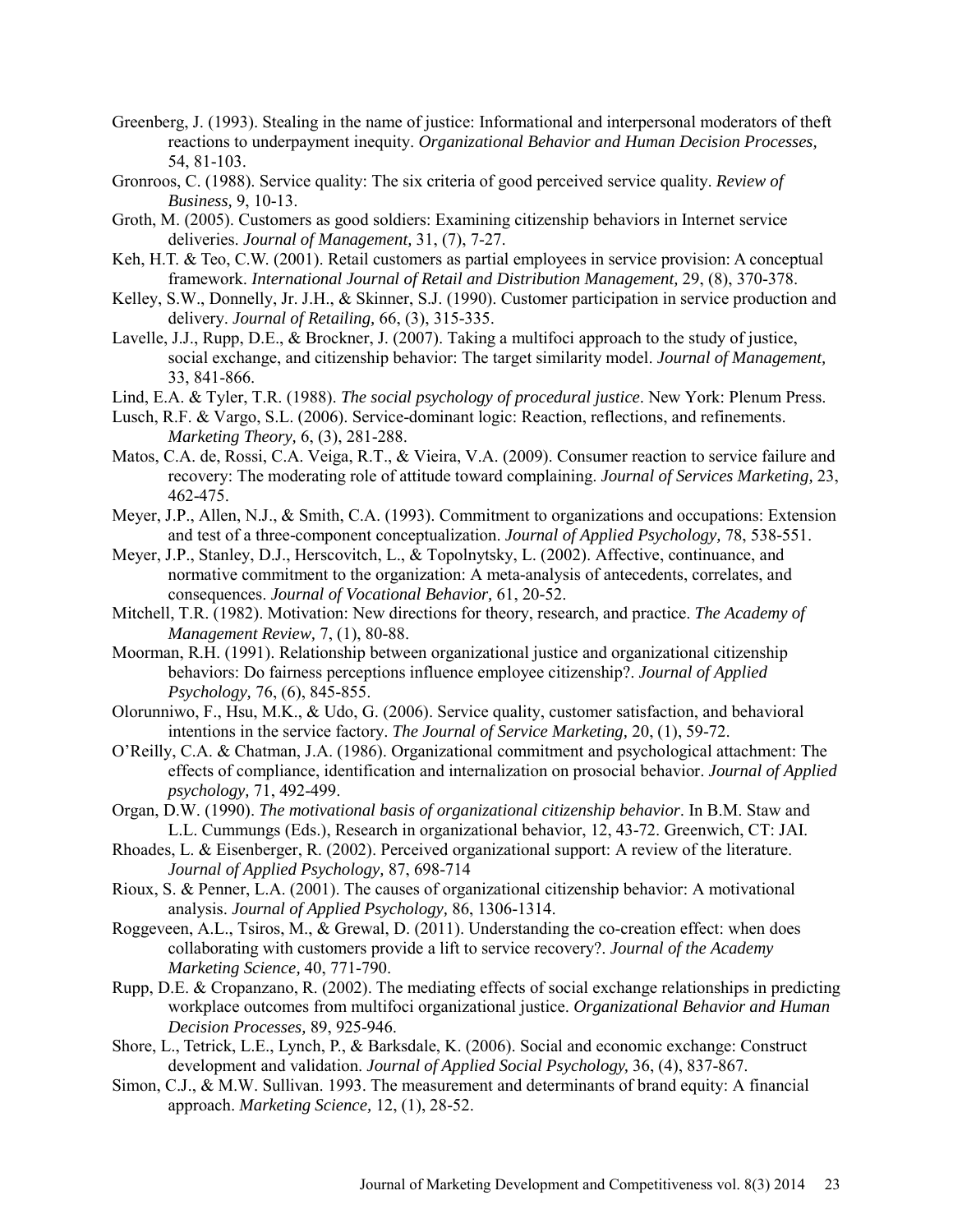Greenberg, J. (1993). Stealing in the name of justice: Informational and interpersonal moderators of theft reactions to underpayment inequity. *Organizational Behavior and Human Decision Processes,* 54, 81-103.

Gronroos, C. (1988). Service quality: The six criteria of good perceived service quality. *Review of Business,* 9, 10-13.

Groth, M. (2005). Customers as good soldiers: Examining citizenship behaviors in Internet service deliveries. *Journal of Management,* 31, (7), 7-27.

Keh, H.T. & Teo, C.W. (2001). Retail customers as partial employees in service provision: A conceptual framework. *International Journal of Retail and Distribution Management,* 29, (8), 370-378.

Kelley, S.W., Donnelly, Jr. J.H., & Skinner, S.J. (1990). Customer participation in service production and delivery. *Journal of Retailing,* 66, (3), 315-335.

Lavelle, J.J., Rupp, D.E., & Brockner, J. (2007). Taking a multifoci approach to the study of justice, social exchange, and citizenship behavior: The target similarity model. *Journal of Management,* 33, 841-866.

Lind, E.A. & Tyler, T.R. (1988). *The social psychology of procedural justice*. New York: Plenum Press.

Lusch, R.F. & Vargo, S.L. (2006). Service-dominant logic: Reaction, reflections, and refinements. *Marketing Theory,* 6, (3), 281-288.

Matos, C.A. de, Rossi, C.A. Veiga, R.T., & Vieira, V.A. (2009). Consumer reaction to service failure and recovery: The moderating role of attitude toward complaining. *Journal of Services Marketing,* 23, 462-475.

Meyer, J.P., Allen, N.J., & Smith, C.A. (1993). Commitment to organizations and occupations: Extension and test of a three-component conceptualization. *Journal of Applied Psychology,* 78, 538-551.

Meyer, J.P., Stanley, D.J., Herscovitch, L., & Topolnytsky, L. (2002). Affective, continuance, and normative commitment to the organization: A meta-analysis of antecedents, correlates, and consequences. *Journal of Vocational Behavior,* 61, 20-52.

Mitchell, T.R. (1982). Motivation: New directions for theory, research, and practice. *The Academy of Management Review,* 7, (1), 80-88.

Moorman, R.H. (1991). Relationship between organizational justice and organizational citizenship behaviors: Do fairness perceptions influence employee citizenship?. *Journal of Applied Psychology,* 76, (6), 845-855.

Olorunniwo, F., Hsu, M.K., & Udo, G. (2006). Service quality, customer satisfaction, and behavioral intentions in the service factory. *The Journal of Service Marketing,* 20, (1), 59-72.

O'Reilly, C.A. & Chatman, J.A. (1986). Organizational commitment and psychological attachment: The effects of compliance, identification and internalization on prosocial behavior. *Journal of Applied psychology,* 71, 492-499.

Organ, D.W. (1990). *The motivational basis of organizational citizenship behavior*. In B.M. Staw and L.L. Cummungs (Eds.), Research in organizational behavior, 12, 43-72. Greenwich, CT: JAI.

Rhoades, L. & Eisenberger, R. (2002). Perceived organizational support: A review of the literature. *Journal of Applied Psychology,* 87, 698-714

Rioux, S. & Penner, L.A. (2001). The causes of organizational citizenship behavior: A motivational analysis. *Journal of Applied Psychology,* 86, 1306-1314.

Roggeveen, A.L., Tsiros, M., & Grewal, D. (2011). Understanding the co-creation effect: when does collaborating with customers provide a lift to service recovery?. *Journal of the Academy Marketing Science,* 40, 771-790.

Rupp, D.E. & Cropanzano, R. (2002). The mediating effects of social exchange relationships in predicting workplace outcomes from multifoci organizational justice. *Organizational Behavior and Human Decision Processes,* 89, 925-946.

Shore, L., Tetrick, L.E., Lynch, P., & Barksdale, K. (2006). Social and economic exchange: Construct development and validation. *Journal of Applied Social Psychology,* 36, (4), 837-867.

Simon, C.J., & M.W. Sullivan. 1993. The measurement and determinants of brand equity: A financial approach. *Marketing Science,* 12, (1), 28-52.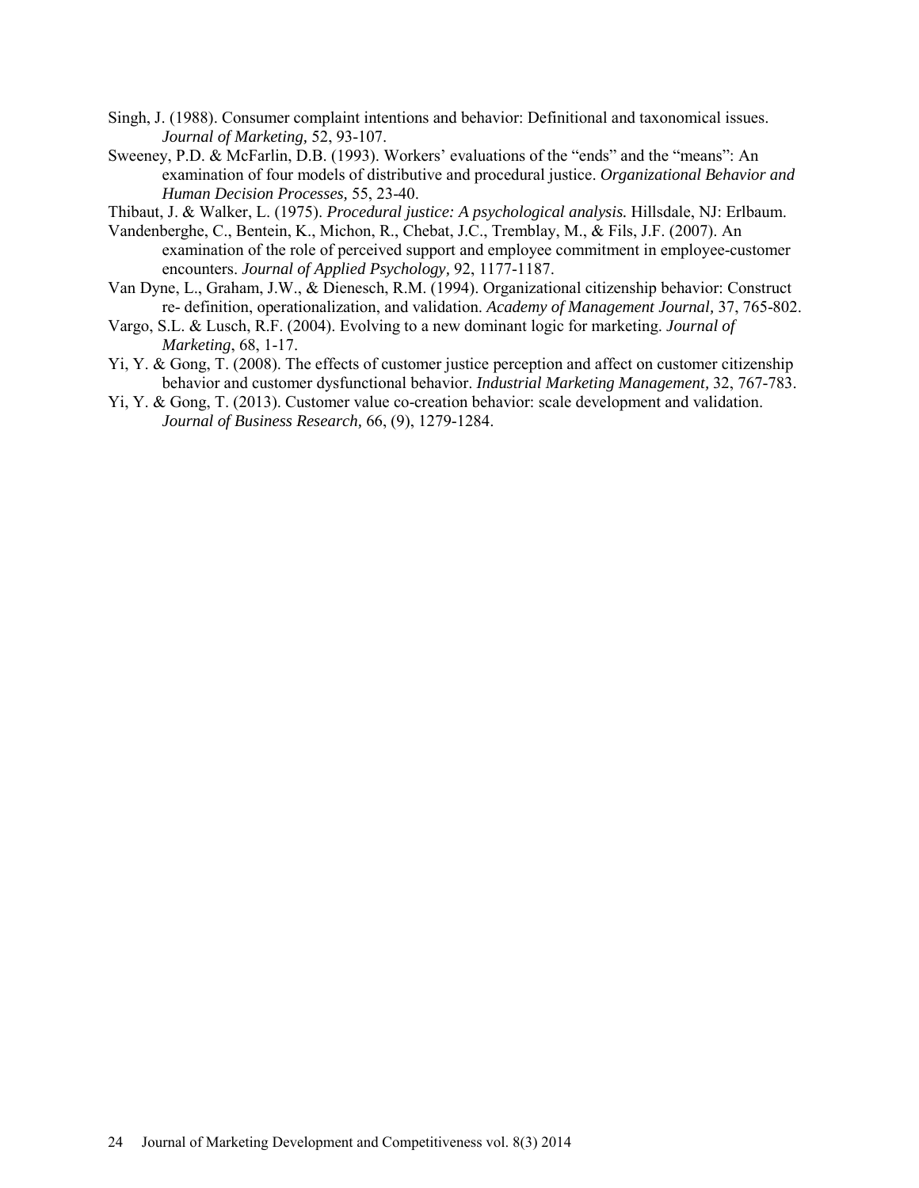Singh, J. (1988). Consumer complaint intentions and behavior: Definitional and taxonomical issues. *Journal of Marketing,* 52, 93-107.

Sweeney, P.D. & McFarlin, D.B. (1993). Workers' evaluations of the "ends" and the "means": An examination of four models of distributive and procedural justice. *Organizational Behavior and Human Decision Processes,* 55, 23-40.

Thibaut, J. & Walker, L. (1975). *Procedural justice: A psychological analysis.* Hillsdale, NJ: Erlbaum.

Vandenberghe, C., Bentein, K., Michon, R., Chebat, J.C., Tremblay, M., & Fils, J.F. (2007). An examination of the role of perceived support and employee commitment in employee-customer encounters. *Journal of Applied Psychology,* 92, 1177-1187.

Van Dyne, L., Graham, J.W., & Dienesch, R.M. (1994). Organizational citizenship behavior: Construct re- definition, operationalization, and validation. *Academy of Management Journal,* 37, 765-802.

Vargo, S.L. & Lusch, R.F. (2004). Evolving to a new dominant logic for marketing. *Journal of Marketing*, 68, 1-17.

Yi, Y. & Gong, T. (2008). The effects of customer justice perception and affect on customer citizenship behavior and customer dysfunctional behavior. *Industrial Marketing Management,* 32, 767-783.

Yi, Y. & Gong, T. (2013). Customer value co-creation behavior: scale development and validation. *Journal of Business Research,* 66, (9), 1279-1284.